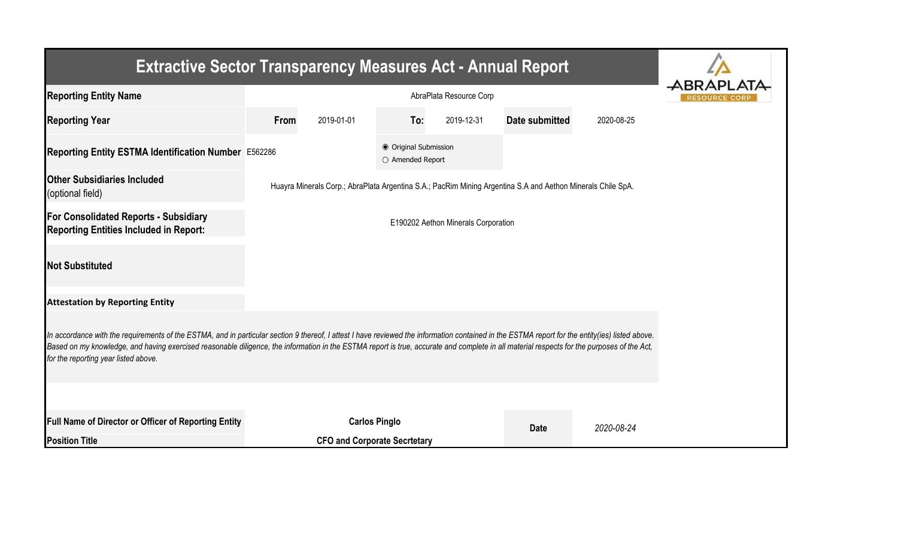# Extractive Sector Transparency Measures Act - Annual Report

| | | | | | | |
|---|---|---|---|---|---|---|
| **Reporting Entity Name** | AbraPlata Resource Corp | | | | | |
| **Reporting Year** | **From** | 2019-01-01 | **To:** | 2019-12-31 | **Date submitted** | 2020-08-25 |
| **Reporting Entity ESTMA Identification Number** | E562286 | | ◉ Original Submission ○ Amended Report | | | |
| **Other Subsidiaries Included** (optional field) | Huayra Minerals Corp.; AbraPlata Argentina S.A.; PacRim Mining Argentina S.A and Aethon Minerals Chile SpA. | | | | | |
| **For Consolidated Reports - Subsidiary Reporting Entities Included in Report:** | E190202 Aethon Minerals Corporation | | | | | |
| **Not Substituted** | | | | | | |

**Attestation by Reporting Entity**

*In accordance with the requirements of the ESTMA, and in particular section 9 thereof, I attest I have reviewed the information contained in the ESTMA report for the entity(ies) listed above. Based on my knowledge, and having exercised reasonable diligence, the information in the ESTMA report is true, accurate and complete in all material respects for the purposes of the Act, for the reporting year listed above.*

| | | | |
|---|---|---|---|
| **Full Name of Director or Officer of Reporting Entity** | **Carlos Pinglo** | **Date** | *2020-08-24* |
| **Position Title** | **CFO and Corporate Secrtetary** | | |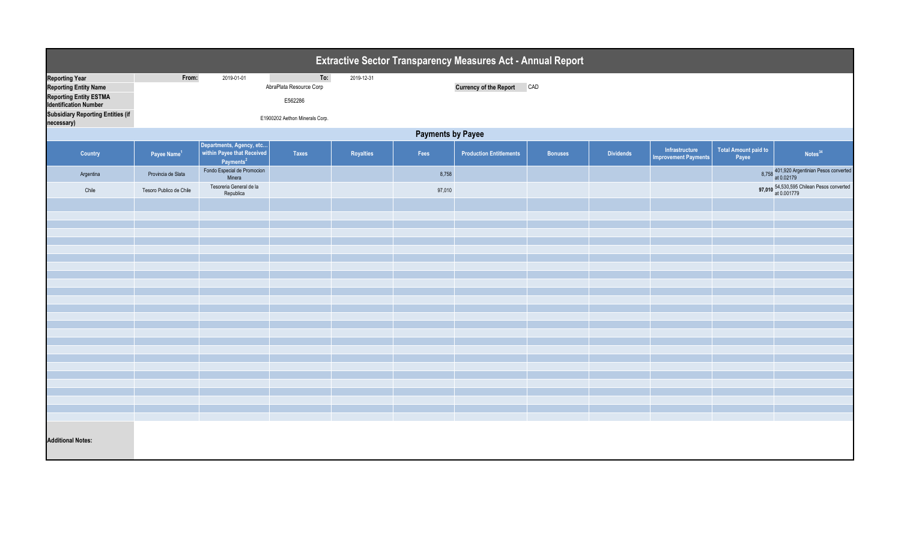# Extractive Sector Transparency Measures Act - Annual Report

| | | | | |
|---|---|---|---|---|
| **Reporting Year** | **From:** 2019-01-01 | **To:** 2019-12-31 | | |
| **Reporting Entity Name** | AbraPlata Resource Corp | | **Currency of the Report** | CAD |
| **Reporting Entity ESTMA Identification Number** | E562286 | | | |
| **Subsidiary Reporting Entities (if necessary)** | E1900202 Aethon Minerals Corp. | | | |

## Payments by Payee

| Country | Payee Name[1] | Departments, Agency, etc... within Payee that Received Payments[2] | Taxes | Royalties | Fees | Production Entitlements | Bonuses | Dividends | Infrastructure Improvement Payments | Total Amount paid to Payee | Notes[34] |
|---|---|---|---|---|---|---|---|---|---|---|---|
| Argentina | Provincia de Slata | Fondo Especial de Promocion Minera | | | 8,758 | | | | | 8,758 | 401,920 Argentinian Pesos converted at 0.02179 |
| Chile | Tesoro Publico de Chile | Tesoreria General de la Republica | | | 97,010 | | | | | 97,010 | 54,530,595 Chilean Pesos converted at 0.001779 |

**Additional Notes:**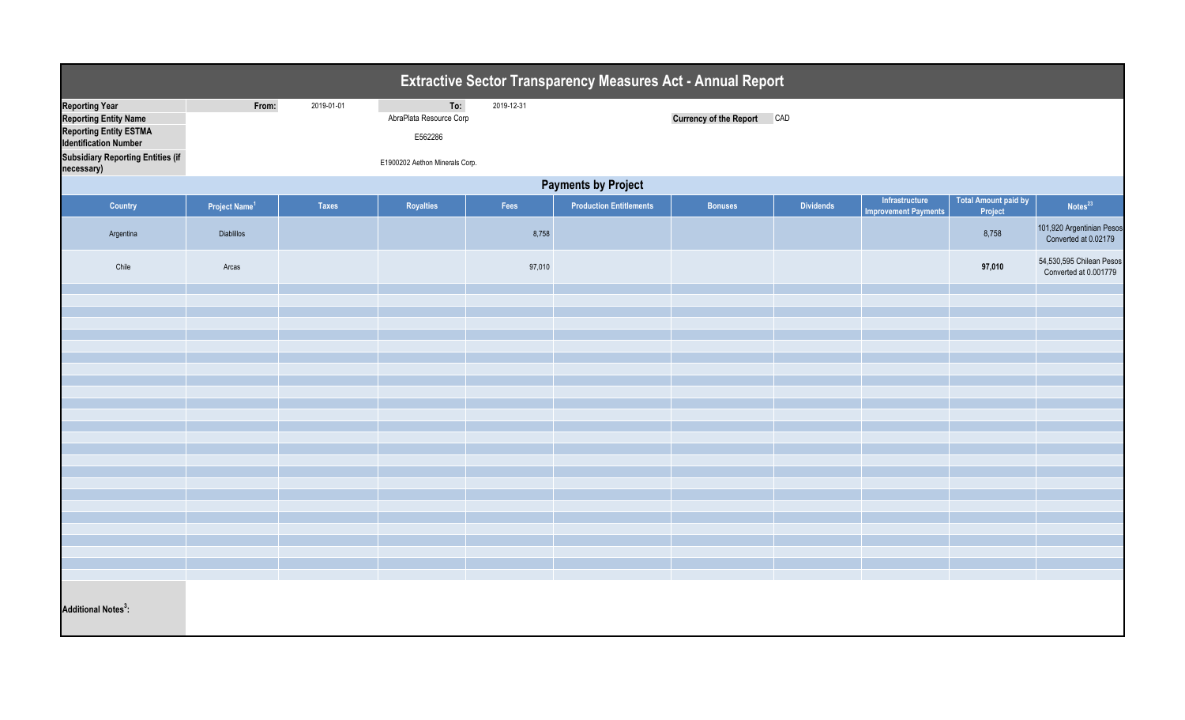# Extractive Sector Transparency Measures Act - Annual Report

| | | | |
|---|---|---|---|
| **Reporting Year** | From: 2019-01-01 | To: 2019-12-31 | |
| **Reporting Entity Name** | AbraPlata Resource Corp | **Currency of the Report** | CAD |
| **Reporting Entity ESTMA Identification Number** | E562286 | | |
| **Subsidiary Reporting Entities (if necessary)** | E1900202 Aethon Minerals Corp. | | |

## Payments by Project

| Country | Project Name[1] | Taxes | Royalties | Fees | Production Entitlements | Bonuses | Dividends | Infrastructure Improvement Payments | Total Amount paid by Project | Notes[23] |
|---|---|---|---|---|---|---|---|---|---|---|
| Argentina | Diablillos | | | 8,758 | | | | | 8,758 | 101,920 Argentinian Pesos Converted at 0.02179 |
| Chile | Arcas | | | 97,010 | | | | | **97,010** | 54,530,595 Chilean Pesos Converted at 0.001779 |

**Additional Notes[3]:**